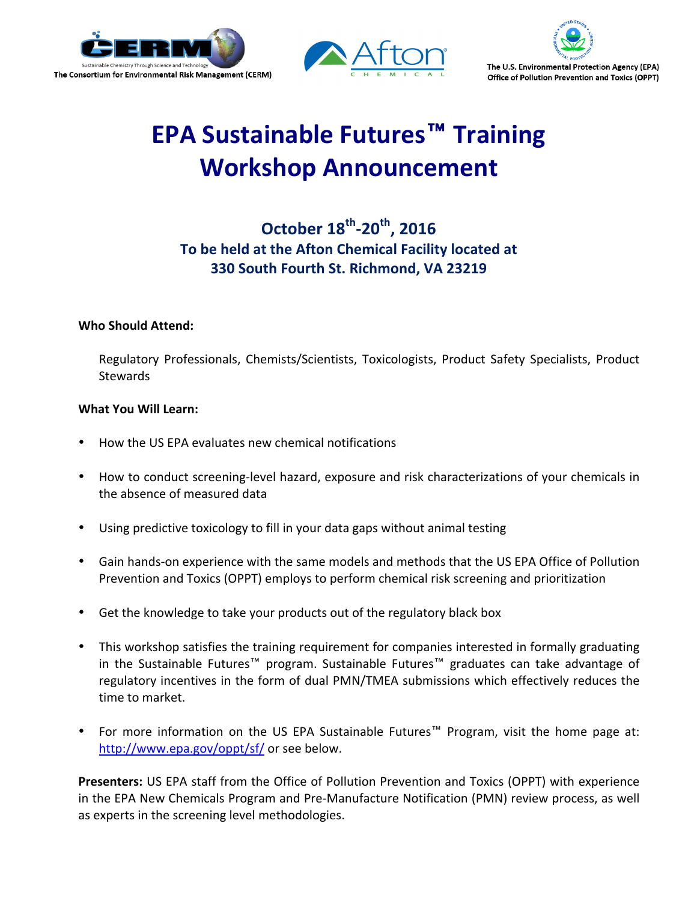The Consortium for Environmental Risk Management (CERM)

Afton Chemical

The U.S. Environmental Protection Agency (EPA)
Office of Pollution Prevention and Toxics (OPPT)

# EPA Sustainable Futures™ Training Workshop Announcement

## October 18th-20th, 2016

### To be held at the Afton Chemical Facility located at 330 South Fourth St. Richmond, VA 23219

**Who Should Attend:**

Regulatory Professionals, Chemists/Scientists, Toxicologists, Product Safety Specialists, Product Stewards

**What You Will Learn:**

- How the US EPA evaluates new chemical notifications
- How to conduct screening-level hazard, exposure and risk characterizations of your chemicals in the absence of measured data
- Using predictive toxicology to fill in your data gaps without animal testing
- Gain hands-on experience with the same models and methods that the US EPA Office of Pollution Prevention and Toxics (OPPT) employs to perform chemical risk screening and prioritization
- Get the knowledge to take your products out of the regulatory black box
- This workshop satisfies the training requirement for companies interested in formally graduating in the Sustainable Futures™ program. Sustainable Futures™ graduates can take advantage of regulatory incentives in the form of dual PMN/TMEA submissions which effectively reduces the time to market.
- For more information on the US EPA Sustainable Futures™ Program, visit the home page at: [http://www.epa.gov/oppt/sf/](http://www.epa.gov/oppt/sf/) or see below.

**Presenters:** US EPA staff from the Office of Pollution Prevention and Toxics (OPPT) with experience in the EPA New Chemicals Program and Pre-Manufacture Notification (PMN) review process, as well as experts in the screening level methodologies.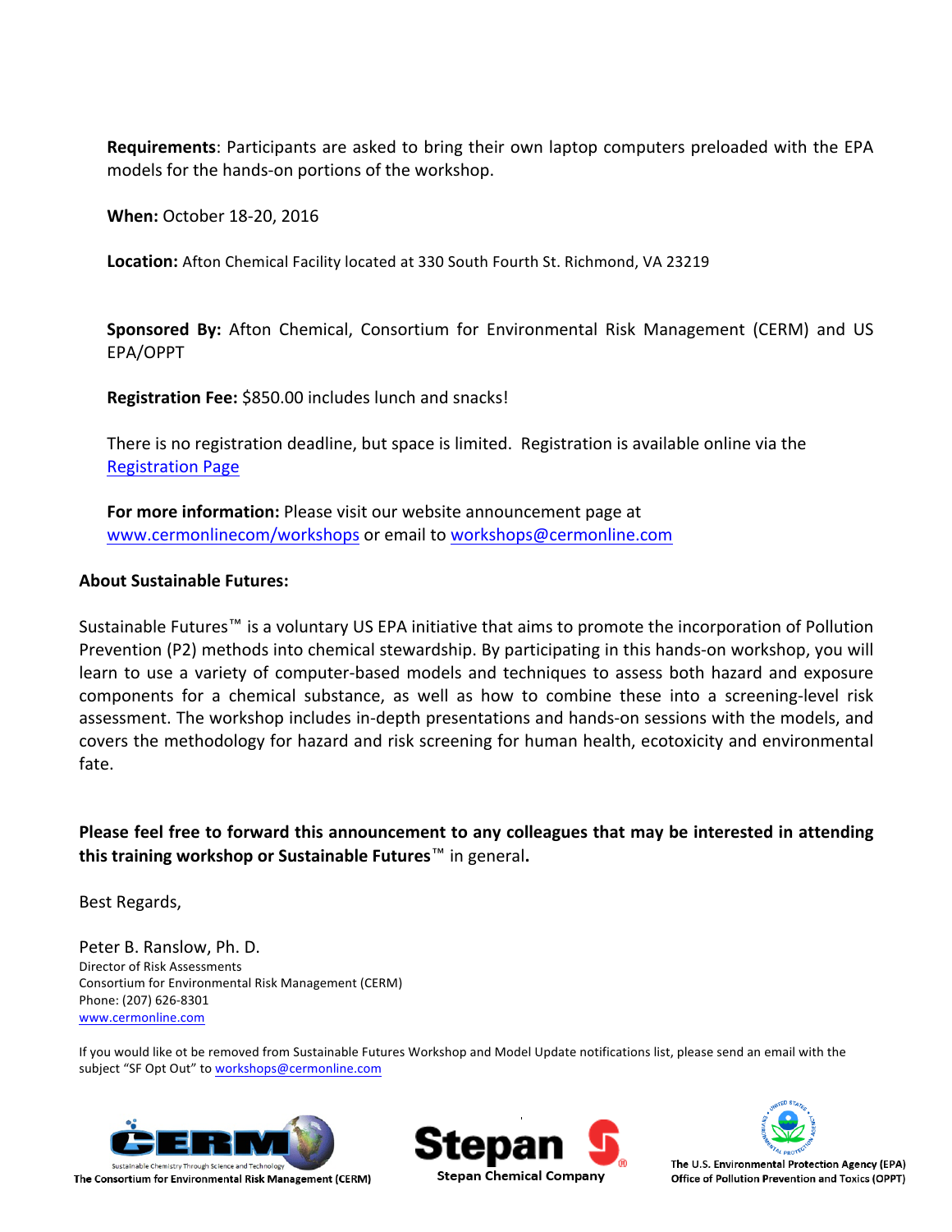**Requirements**: Participants are asked to bring their own laptop computers preloaded with the EPA models for the hands-on portions of the workshop.

**When:** October 18-20, 2016

**Location:** Afton Chemical Facility located at 330 South Fourth St. Richmond, VA 23219

**Sponsored By:** Afton Chemical, Consortium for Environmental Risk Management (CERM) and US EPA/OPPT

**Registration Fee:** $850.00 includes lunch and snacks!

There is no registration deadline, but space is limited. Registration is available online via the Registration Page

**For more information:** Please visit our website announcement page at www.cermonlinecom/workshops or email to workshops@cermonline.com

**About Sustainable Futures:**

Sustainable Futures™ is a voluntary US EPA initiative that aims to promote the incorporation of Pollution Prevention (P2) methods into chemical stewardship. By participating in this hands-on workshop, you will learn to use a variety of computer-based models and techniques to assess both hazard and exposure components for a chemical substance, as well as how to combine these into a screening-level risk assessment. The workshop includes in-depth presentations and hands-on sessions with the models, and covers the methodology for hazard and risk screening for human health, ecotoxicity and environmental fate.

**Please feel free to forward this announcement to any colleagues that may be interested in attending this training workshop or Sustainable Futures**™ in general**.**

Best Regards,

Peter B. Ranslow, Ph. D.
Director of Risk Assessments
Consortium for Environmental Risk Management (CERM)
Phone: (207) 626-8301
www.cermonline.com

If you would like ot be removed from Sustainable Futures Workshop and Model Update notifications list, please send an email with the subject "SF Opt Out" to workshops@cermonline.com

CERM — Sustainable Chemistry Through Science and Technology
The Consortium for Environmental Risk Management (CERM)

Stepan
Stepan Chemical Company

The U.S. Environmental Protection Agency (EPA)
Office of Pollution Prevention and Toxics (OPPT)